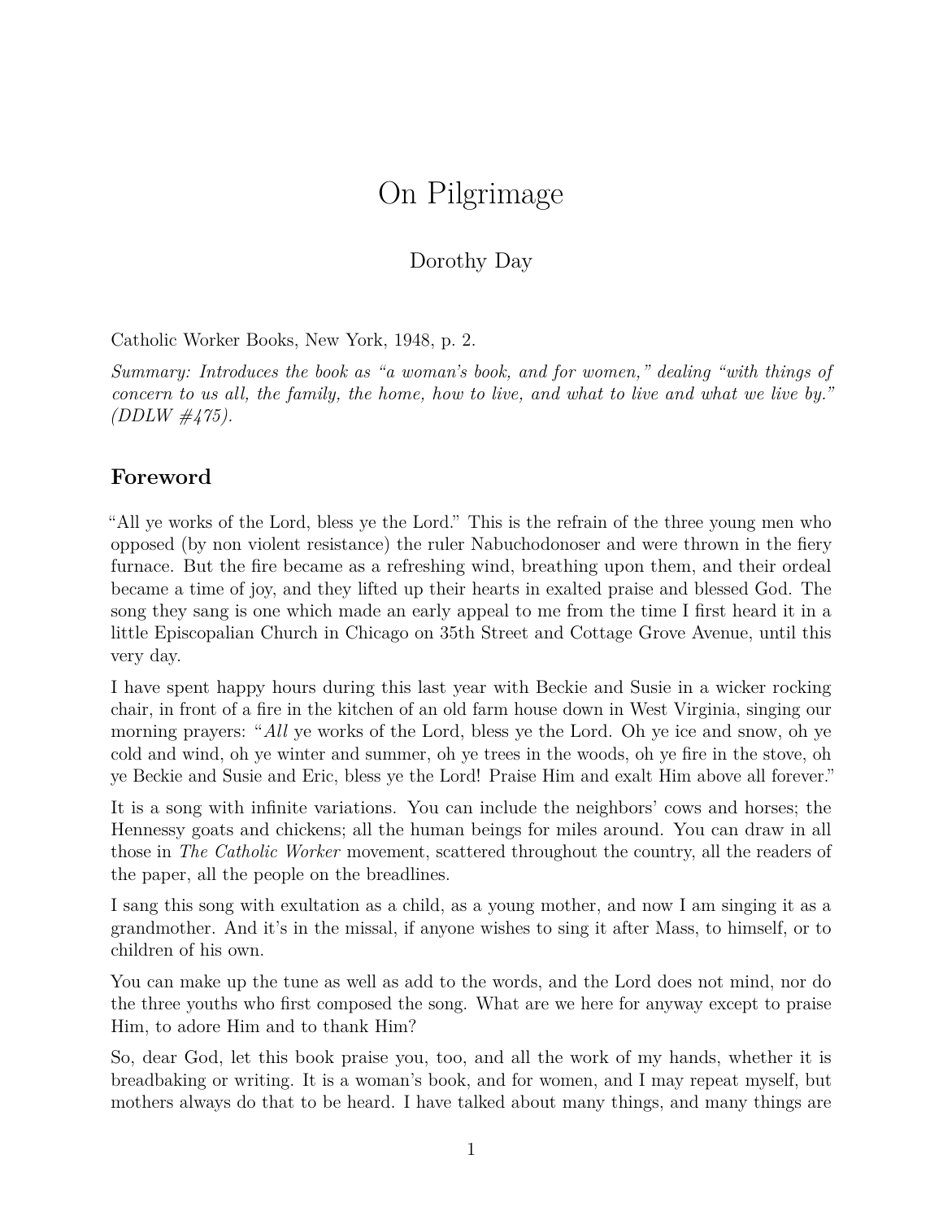# On Pilgrimage

Dorothy Day

Catholic Worker Books, New York, 1948, p. 2.

*Summary: Introduces the book as "a woman's book, and for women," dealing "with things of concern to us all, the family, the home, how to live, and what to live and what we live by." (DDLW #475).*

## Foreword

"All ye works of the Lord, bless ye the Lord." This is the refrain of the three young men who opposed (by non violent resistance) the ruler Nabuchodonoser and were thrown in the fiery furnace. But the fire became as a refreshing wind, breathing upon them, and their ordeal became a time of joy, and they lifted up their hearts in exalted praise and blessed God. The song they sang is one which made an early appeal to me from the time I first heard it in a little Episcopalian Church in Chicago on 35th Street and Cottage Grove Avenue, until this very day.

I have spent happy hours during this last year with Beckie and Susie in a wicker rocking chair, in front of a fire in the kitchen of an old farm house down in West Virginia, singing our morning prayers: "*All* ye works of the Lord, bless ye the Lord. Oh ye ice and snow, oh ye cold and wind, oh ye winter and summer, oh ye trees in the woods, oh ye fire in the stove, oh ye Beckie and Susie and Eric, bless ye the Lord! Praise Him and exalt Him above all forever."

It is a song with infinite variations. You can include the neighbors' cows and horses; the Hennessy goats and chickens; all the human beings for miles around. You can draw in all those in *The Catholic Worker* movement, scattered throughout the country, all the readers of the paper, all the people on the breadlines.

I sang this song with exultation as a child, as a young mother, and now I am singing it as a grandmother. And it's in the missal, if anyone wishes to sing it after Mass, to himself, or to children of his own.

You can make up the tune as well as add to the words, and the Lord does not mind, nor do the three youths who first composed the song. What are we here for anyway except to praise Him, to adore Him and to thank Him?

So, dear God, let this book praise you, too, and all the work of my hands, whether it is breadbaking or writing. It is a woman's book, and for women, and I may repeat myself, but mothers always do that to be heard. I have talked about many things, and many things are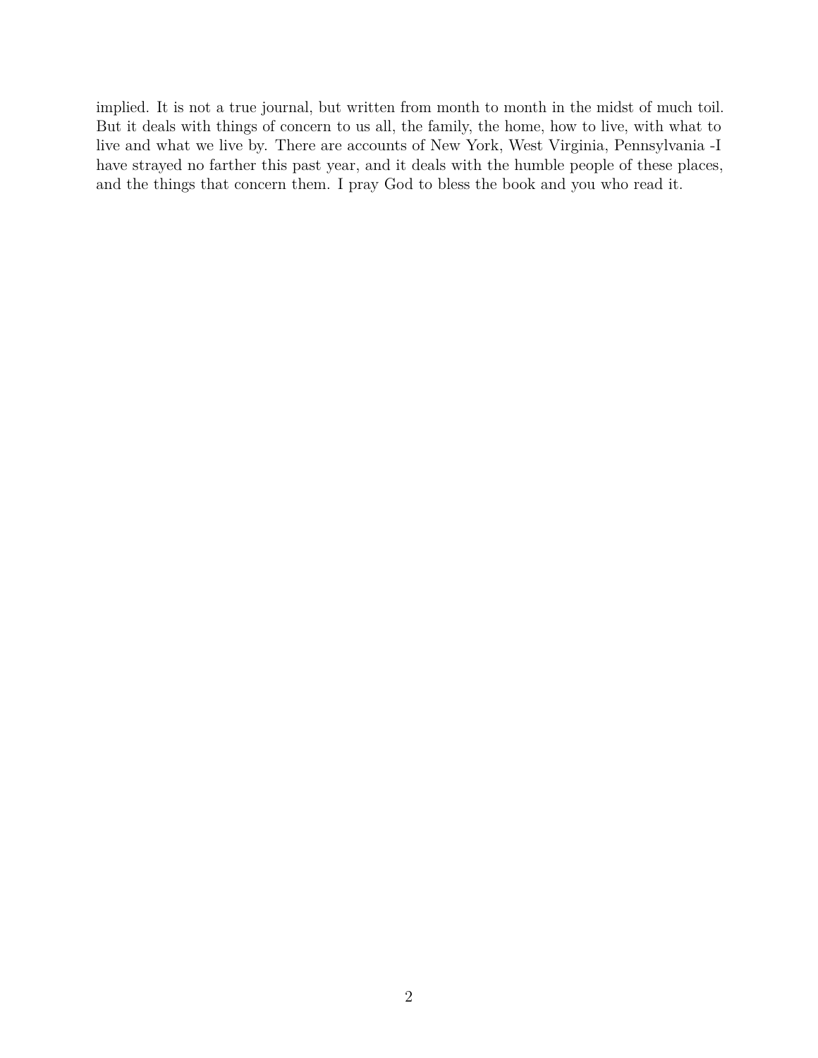implied. It is not a true journal, but written from month to month in the midst of much toil. But it deals with things of concern to us all, the family, the home, how to live, with what to live and what we live by. There are accounts of New York, West Virginia, Pennsylvania -I have strayed no farther this past year, and it deals with the humble people of these places, and the things that concern them. I pray God to bless the book and you who read it.